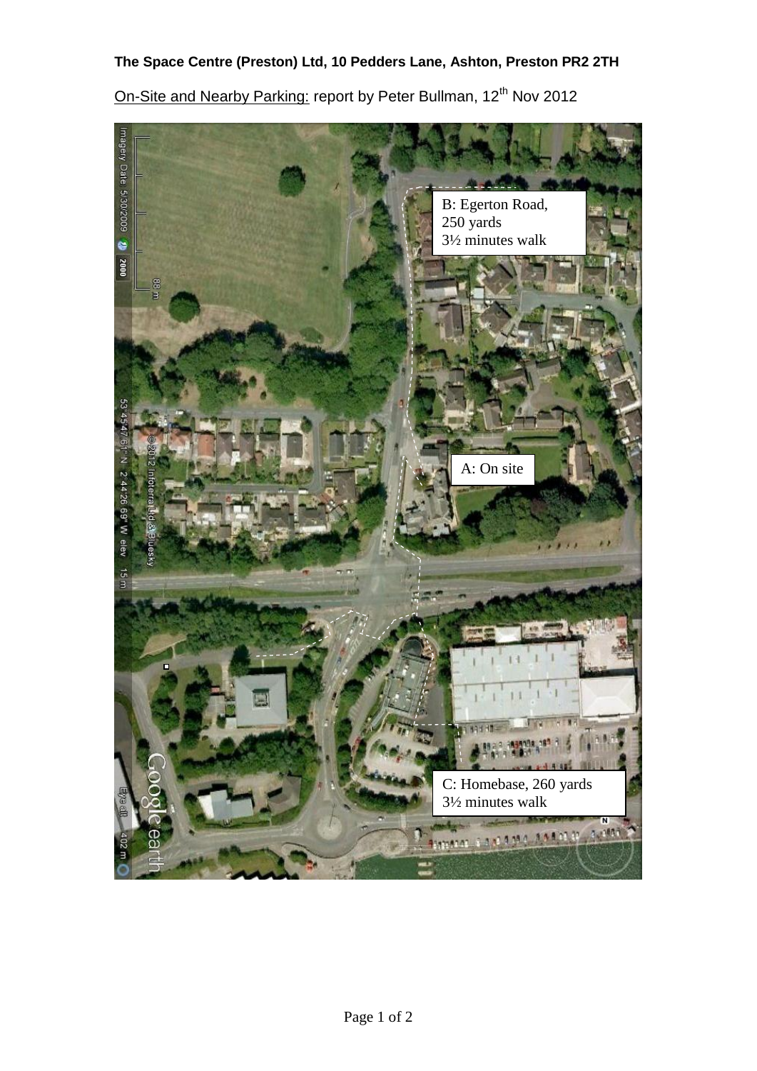**The Space Centre (Preston) Ltd, 10 Pedders Lane, Ashton, Preston PR2 2TH**

On-Site and Nearby Parking: report by Peter Bullman, 12th Nov 2012

B: Egerton Road, 250 yards 3½ minutes walk

A: On site

C: Homebase, 260 yards 3½ minutes walk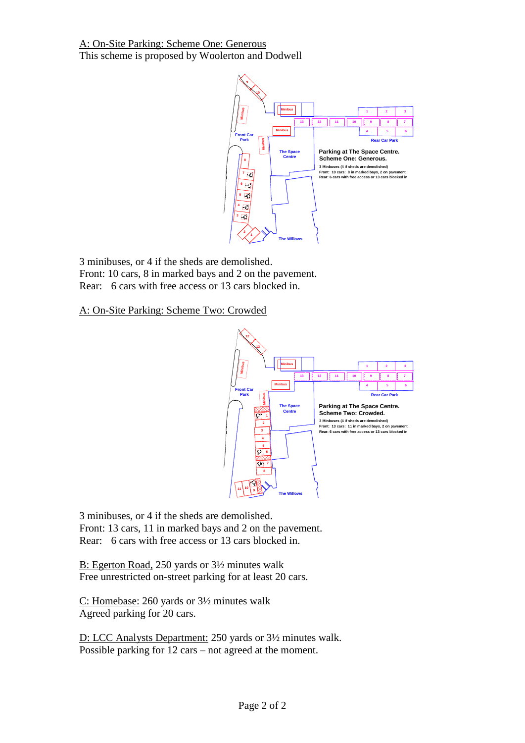A: On-Site Parking: Scheme One: Generous

This scheme is proposed by Woolerton and Dodwell

Parking at The Space Centre.
Scheme One: Generous.
3 Minbuses (4 if sheds are demolished)
Front: 10 cars: 8 in marked bays, 2 on pavement.
Rear: 6 cars with free access or 13 cars blocked in

Front Car Park
Rear Car Park
The Space Centre
The Willows
Minibus

3 minibuses, or 4 if the sheds are demolished.
Front: 10 cars, 8 in marked bays and 2 on the pavement.
Rear: 6 cars with free access or 13 cars blocked in.

A: On-Site Parking: Scheme Two: Crowded

Parking at The Space Centre.
Scheme Two: Crowded.
3 Minbuses (4 if sheds are demolished)
Front: 13 cars: 11 in marked bays, 2 on pavement.
Rear: 6 cars with free access or 13 cars blocked in

Front Car Park
Rear Car Park
The Space Centre
The Willows
Minibus

3 minibuses, or 4 if the sheds are demolished.
Front: 13 cars, 11 in marked bays and 2 on the pavement.
Rear: 6 cars with free access or 13 cars blocked in.

B: Egerton Road, 250 yards or 3½ minutes walk
Free unrestricted on-street parking for at least 20 cars.

C: Homebase: 260 yards or 3½ minutes walk
Agreed parking for 20 cars.

D: LCC Analysts Department: 250 yards or 3½ minutes walk.
Possible parking for 12 cars – not agreed at the moment.